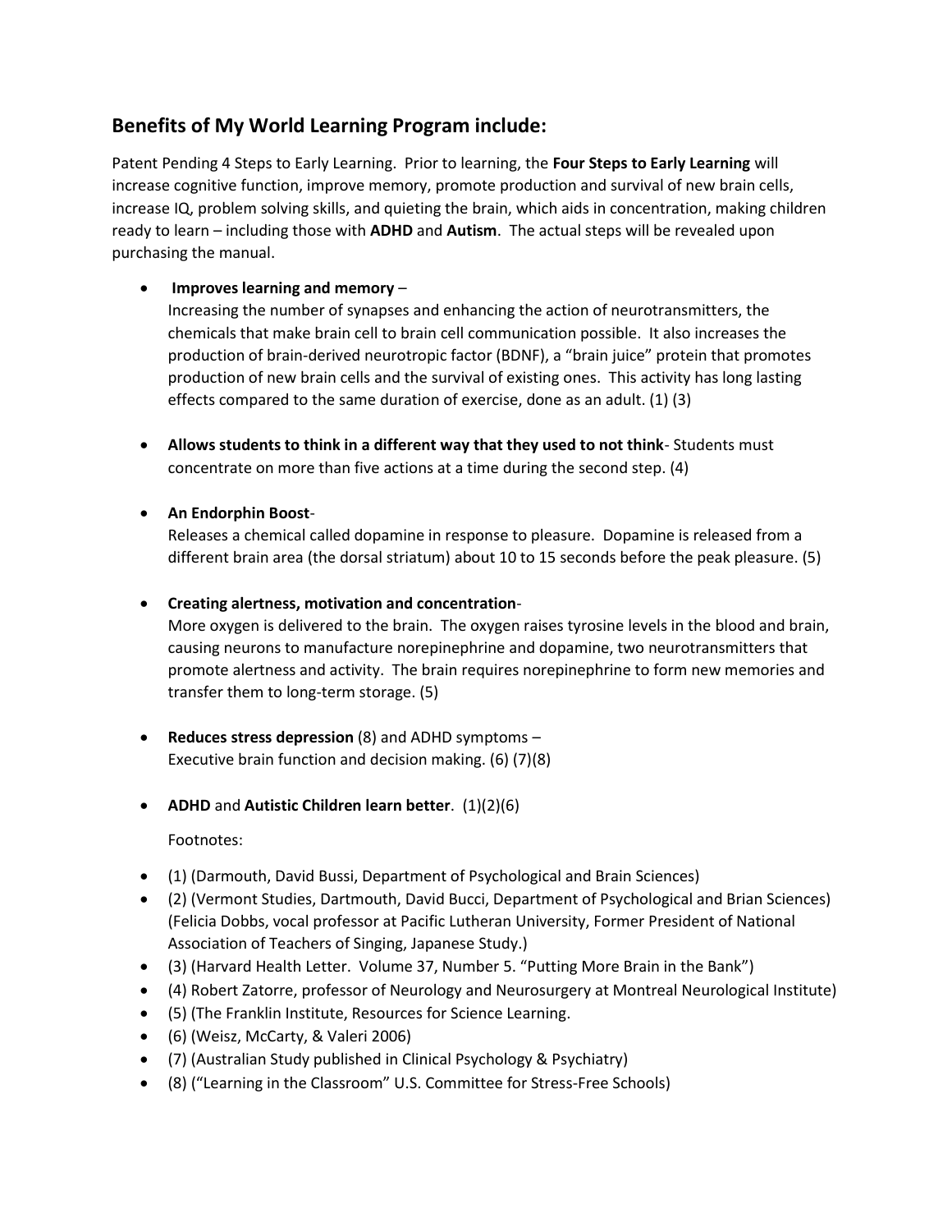## Benefits of My World Learning Program include:

Patent Pending 4 Steps to Early Learning. Prior to learning, the **Four Steps to Early Learning** will increase cognitive function, improve memory, promote production and survival of new brain cells, increase IQ, problem solving skills, and quieting the brain, which aids in concentration, making children ready to learn – including those with **ADHD** and **Autism**. The actual steps will be revealed upon purchasing the manual.

- **Improves learning and memory** –
  Increasing the number of synapses and enhancing the action of neurotransmitters, the chemicals that make brain cell to brain cell communication possible. It also increases the production of brain-derived neurotropic factor (BDNF), a "brain juice" protein that promotes production of new brain cells and the survival of existing ones. This activity has long lasting effects compared to the same duration of exercise, done as an adult. (1) (3)

- **Allows students to think in a different way that they used to not think**- Students must concentrate on more than five actions at a time during the second step. (4)

- **An Endorphin Boost**-
  Releases a chemical called dopamine in response to pleasure. Dopamine is released from a different brain area (the dorsal striatum) about 10 to 15 seconds before the peak pleasure. (5)

- **Creating alertness, motivation and concentration**-
  More oxygen is delivered to the brain. The oxygen raises tyrosine levels in the blood and brain, causing neurons to manufacture norepinephrine and dopamine, two neurotransmitters that promote alertness and activity. The brain requires norepinephrine to form new memories and transfer them to long-term storage. (5)

- **Reduces stress depression** (8) and ADHD symptoms –
  Executive brain function and decision making. (6) (7)(8)

- **ADHD** and **Autistic Children learn better**. (1)(2)(6)

  Footnotes:

- (1) (Darmouth, David Bussi, Department of Psychological and Brain Sciences)
- (2) (Vermont Studies, Dartmouth, David Bucci, Department of Psychological and Brian Sciences) (Felicia Dobbs, vocal professor at Pacific Lutheran University, Former President of National Association of Teachers of Singing, Japanese Study.)
- (3) (Harvard Health Letter. Volume 37, Number 5. "Putting More Brain in the Bank")
- (4) Robert Zatorre, professor of Neurology and Neurosurgery at Montreal Neurological Institute)
- (5) (The Franklin Institute, Resources for Science Learning.
- (6) (Weisz, McCarty, & Valeri 2006)
- (7) (Australian Study published in Clinical Psychology & Psychiatry)
- (8) ("Learning in the Classroom" U.S. Committee for Stress-Free Schools)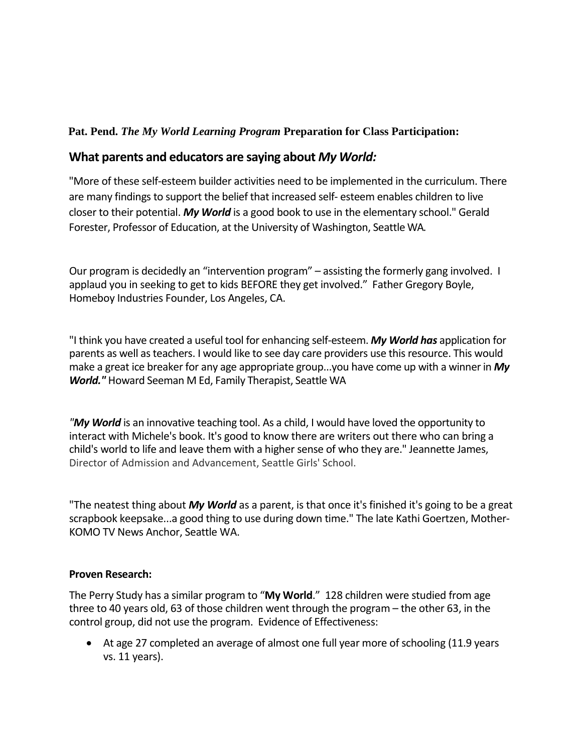**Pat. Pend.** ***The My World Learning Program*** **Preparation for Class Participation:**

## What parents and educators are saying about *My World:*

"More of these self-esteem builder activities need to be implemented in the curriculum. There are many findings to support the belief that increased self- esteem enables children to live closer to their potential. ***My World*** is a good book to use in the elementary school." Gerald Forester, Professor of Education, at the University of Washington, Seattle WA.

Our program is decidedly an "intervention program" – assisting the formerly gang involved. I applaud you in seeking to get to kids BEFORE they get involved." Father Gregory Boyle, Homeboy Industries Founder, Los Angeles, CA.

"I think you have created a useful tool for enhancing self-esteem. ***My World has*** application for parents as well as teachers. I would like to see day care providers use this resource. This would make a great ice breaker for any age appropriate group...you have come up with a winner in ***My World."*** Howard Seeman M Ed, Family Therapist, Seattle WA

*"**My World*** is an innovative teaching tool. As a child, I would have loved the opportunity to interact with Michele's book. It's good to know there are writers out there who can bring a child's world to life and leave them with a higher sense of who they are." Jeannette James, Director of Admission and Advancement, Seattle Girls' School.

"The neatest thing about ***My World*** as a parent, is that once it's finished it's going to be a great scrapbook keepsake...a good thing to use during down time." The late Kathi Goertzen, Mother-KOMO TV News Anchor, Seattle WA.

**Proven Research:**

The Perry Study has a similar program to "**My World**." 128 children were studied from age three to 40 years old, 63 of those children went through the program – the other 63, in the control group, did not use the program. Evidence of Effectiveness:

- At age 27 completed an average of almost one full year more of schooling (11.9 years vs. 11 years).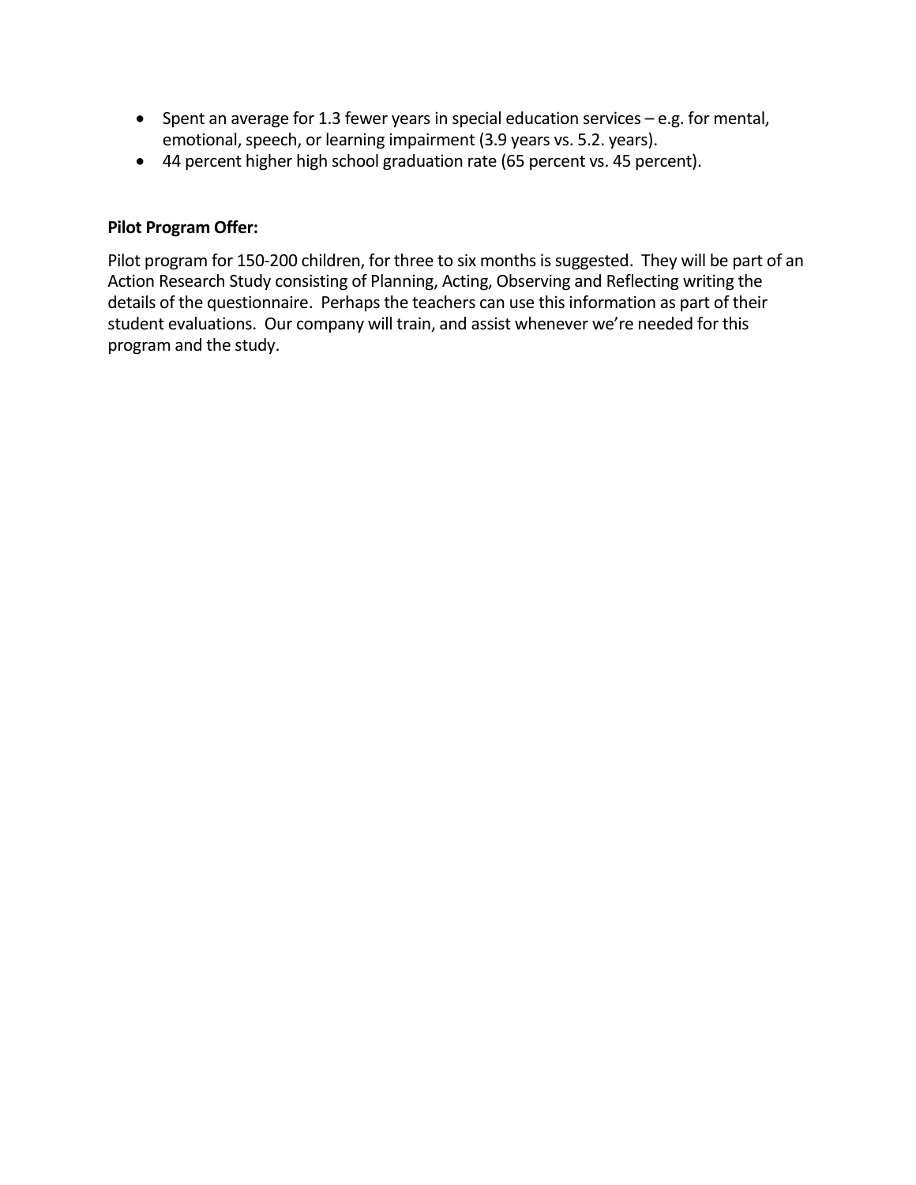- Spent an average for 1.3 fewer years in special education services – e.g. for mental, emotional, speech, or learning impairment (3.9 years vs. 5.2. years).
- 44 percent higher high school graduation rate (65 percent vs. 45 percent).

**Pilot Program Offer:**

Pilot program for 150-200 children, for three to six months is suggested. They will be part of an Action Research Study consisting of Planning, Acting, Observing and Reflecting writing the details of the questionnaire. Perhaps the teachers can use this information as part of their student evaluations. Our company will train, and assist whenever we're needed for this program and the study.